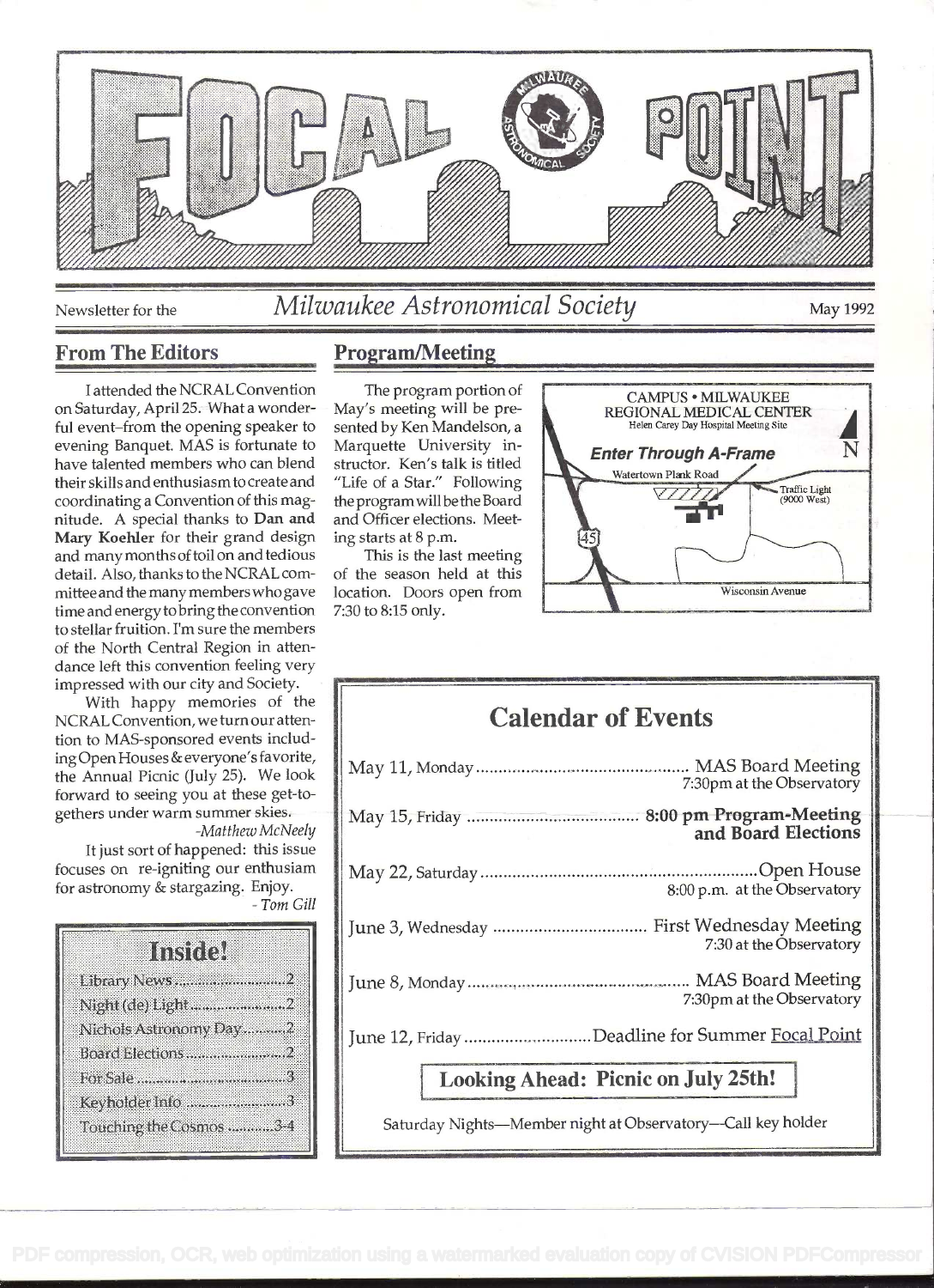# FOCAL POINT

Newsletter for the *Milwaukee Astronomical Society* May 1992

## From The Editors

I attended the NCRAL Convention on Saturday, April 25. What a wonderful event–from the opening speaker to evening Banquet. MAS is fortunate to have talented members who can blend their skills and enthusiasm to create and coordinating a Convention of this magnitude. A special thanks to **Dan and Mary Koehler** for their grand design and many months of toil on and tedious detail. Also, thanks to the NCRAL committee and the many members who gave time and energy to bring the convention to stellar fruition. I'm sure the members of the North Central Region in attendance left this convention feeling very impressed with our city and Society.

With happy memories of the NCRAL Convention, we turn our attention to MAS-sponsored events including Open Houses & everyone's favorite, the Annual Picnic (July 25). We look forward to seeing you at these get-togethers under warm summer skies.

*-Matthew McNeely*

It just sort of happened: this issue focuses on re-igniting our enthusiasm for astronomy & stargazing. Enjoy.

*- Tom Gill*

### Inside!

- Library News ........................2
- Night (de) Light ....................2
- Nichols Astronomy Day..........2
- Board Elections .....................2
- For Sale ...............................3
- Keyholder Info ......................3
- Touching the Cosmos ...........3-4

## Program/Meeting

The program portion of May's meeting will be presented by Ken Mandelson, a Marquette University instructor. Ken's talk is titled "Life of a Star." Following the program will be the Board and Officer elections. Meeting starts at 8 p.m.

This is the last meeting of the season held at this location. Doors open from 7:30 to 8:15 only.

CAMPUS • MILWAUKEE REGIONAL MEDICAL CENTER
Helen Carey Day Hospital Meeting Site

**Enter Through A-Frame**

Watertown Plank Road — Traffic Light (9000 West) — 45 — Wisconsin Avenue — N

## Calendar of Events

| | |
|---|---|
| May 11, Monday | MAS Board Meeting, 7:30pm at the Observatory |
| May 15, Friday | **8:00 pm Program-Meeting and Board Elections** |
| May 22, Saturday | Open House, 8:00 p.m. at the Observatory |
| June 3, Wednesday | First Wednesday Meeting, 7:30 at the Observatory |
| June 8, Monday | MAS Board Meeting, 7:30pm at the Observatory |
| June 12, Friday | Deadline for Summer Focal Point |

**Looking Ahead: Picnic on July 25th!**

Saturday Nights—Member night at Observatory—Call key holder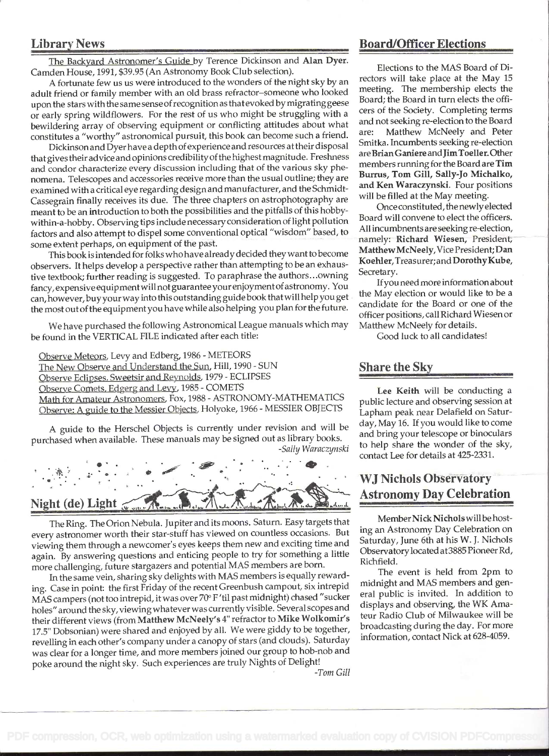## Library News

The Backyard Astronomer's Guide by Terence Dickinson and **Alan Dyer**. Camden House, 1991, $39.95 (An Astronomy Book Club selection).

A fortunate few us us were introduced to the wonders of the night sky by an adult friend or family member with an old brass refractor–someone who looked upon the stars with the same sense of recognition as that evoked by migrating geese or early spring wildflowers. For the rest of us who might be struggling with a bewildering array of observing equipment or conflicting attitudes about what constitutes a "worthy" astronomical pursuit, this book can become such a friend.

Dickinson and Dyer have a depth of experience and resources at their disposal that gives their advice and opinions credibility of the highest magnitude. Freshness and condor characterize every discussion including that of the various sky phenomena. Telescopes and accessories receive more than the usual outline; they are examined with a critical eye regarding design and manufacturer, and the Schmidt-Cassegrain finally receives its due. The three chapters on astrophotography are meant to be an introduction to both the possibilities and the pitfalls of this hobby-within-a-hobby. Observing tips include necessary consideration of light pollution factors and also attempt to dispel some conventional optical "wisdom" based, to some extent perhaps, on equipment of the past.

This book is intended for folks who have already decided they want to become observers. It helps develop a perspective rather than attempting to be an exhaustive textbook; further reading is suggested. To paraphrase the authors...owning fancy, expensive equipment will not guarantee your enjoyment of astronomy. You can, however, buy your way into this outstanding guide book that will help you get the most out of the equipment you have while also helping you plan for the future.

We have purchased the following Astronomical League manuals which may be found in the VERTICAL FILE indicated after each title:

Observe Meteors, Levy and Edberg, 1986 - METEORS
The New Observe and Understand the Sun, Hill, 1990 - SUN
Observe Eclipses, Sweetsir and Reynolds, 1979 - ECLIPSES
Observe Comets, Edgerg and Levy, 1985 - COMETS
Math for Amateur Astronomers, Fox, 1988 - ASTRONOMY-MATHEMATICS
Observe: A guide to the Messier Objects, Holyoke, 1966 - MESSIER OBJECTS

A guide to the Herschel Objects is currently under revision and will be purchased when available. These manuals may be signed out as library books.

*-Sally Waraczynski*

## Night (de) Light

The Ring. The Orion Nebula. Jupiter and its moons. Saturn. Easy targets that every astronomer worth their star-stuff has viewed on countless occasions. But viewing them through a newcomer's eyes keeps them new and exciting time and again. By answering questions and enticing people to try for something a little more challenging, future stargazers and potential MAS members are born.

In the same vein, sharing sky delights with MAS members is equally rewarding. Case in point: the first Friday of the recent Greenbush campout, six intrepid MAS campers (not too intrepid, it was over 70° F 'til past midnight) chased "sucker holes" around the sky, viewing whatever was currently visible. Several scopes and their different views (from **Matthew McNeely's** 4" refractor to **Mike Wolkomir's** 17.5" Dobsonian) were shared and enjoyed by all. We were giddy to be together, revelling in each other's company under a canopy of stars (and clouds). Saturday was clear for a longer time, and more members joined our group to hob-nob and poke around the night sky. Such experiences are truly Nights of Delight!

*-Tom Gill*

## Board/Officer Elections

Elections to the MAS Board of Directors will take place at the May 15 meeting. The membership elects the Board; the Board in turn elects the officers of the Society. Completing terms and not seeking re-election to the Board are: Matthew McNeely and Peter Smitka. Incumbents seeking re-election are **Brian Ganiere** and **Jim Toeller**. Other members running for the Board are **Tim Burrus, Tom Gill, Sally-Jo Michalko, and Ken Waraczynski**. Four positions will be filled at the May meeting.

Once constituted, the newly elected Board will convene to elect the officers. All incumbnents are seeking re-election, namely: **Richard Wiesen**, President; **Matthew McNeely**, Vice President; **Dan Koehler**, Treasurer; and **Dorothy Kube**, Secretary.

If you need more information about the May election or would like to be a candidate for the Board or one of the officer positions, call Richard Wiesen or Matthew McNeely for details.

Good luck to all candidates!

## Share the Sky

**Lee Keith** will be conducting a public lecture and observing session at Lapham peak near Delafield on Saturday, May 16. If you would like to come and bring your telescope or binoculars to help share the wonder of the sky, contact Lee for details at 425-2331.

## WJ Nichols Observatory Astronomy Day Celebration

Member **Nick Nichols** will be hosting an Astronomy Day Celebration on Saturday, June 6th at his W. J. Nichols Observatory located at 3885 Pioneer Rd, Richfield.

The event is held from 2pm to midnight and MAS members and general public is invited. In addition to displays and observing, the WK Amateur Radio Club of Milwaukee will be broadcasting during the day. For more information, contact Nick at 628-4059.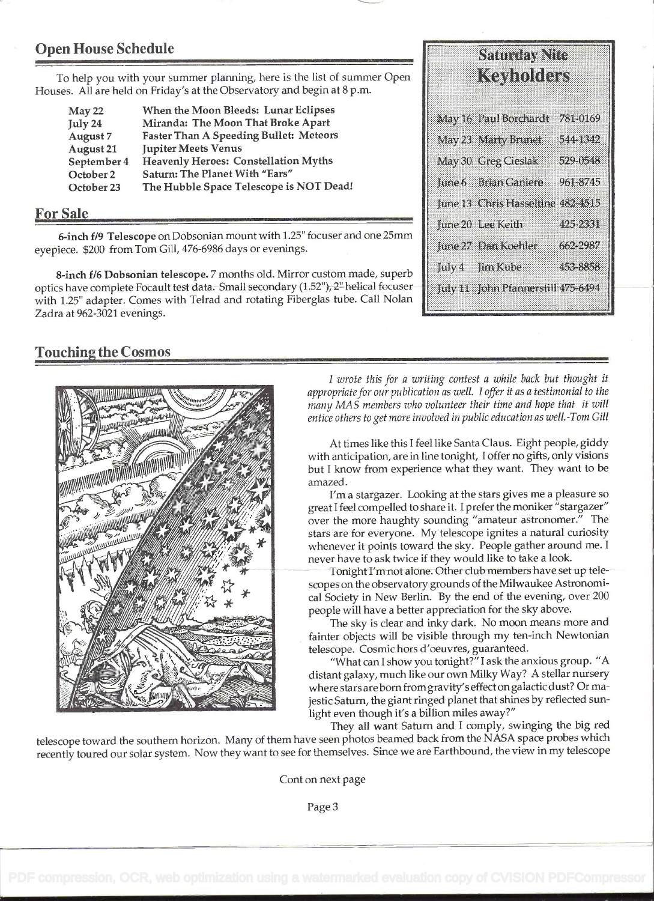## Open House Schedule

To help you with your summer planning, here is the list of summer Open Houses. All are held on Friday's at the Observatory and begin at 8 p.m.

| | |
|---|---|
| **May 22** | **When the Moon Bleeds: Lunar Eclipses** |
| **July 24** | **Miranda: The Moon That Broke Apart** |
| **August 7** | **Faster Than A Speeding Bullet: Meteors** |
| **August 21** | **Jupiter Meets Venus** |
| **September 4** | **Heavenly Heroes: Constellation Myths** |
| **October 2** | **Saturn: The Planet With "Ears"** |
| **October 23** | **The Hubble Space Telescope is NOT Dead!** |

## For Sale

**6-inch f/9 Telescope** on Dobsonian mount with 1.25" focuser and one 25mm eyepiece. $200 from Tom Gill, 476-6986 days or evenings.

**8-inch f/6 Dobsonian telescope.** 7 months old. Mirror custom made, superb optics have complete Focault test data. Small secondary (1.52"), 2" helical focuser with 1.25" adapter. Comes with Telrad and rotating Fiberglas tube. Call Nolan Zadra at 962-3021 evenings.

## Saturday Nite Keyholders

| | | |
|---|---|---|
| May 16 | Paul Borchardt | 781-0169 |
| May 23 | Marty Brunet | 544-1342 |
| May 30 | Greg Cieslak | 529-0548 |
| June 6 | Brian Ganiere | 961-8745 |
| June 13 | Chris Hasseltine | 482-4515 |
| June 20 | Lee Keith | 425-2331 |
| June 27 | Dan Koehler | 662-2987 |
| July 4 | Jim Kube | 453-8858 |
| July 11 | John Pfannerstill | 475-6494 |

## Touching the Cosmos

*I wrote this for a writing contest a while back but thought it appropriate for our publication as well. I offer it as a testimonial to the many MAS members who volunteer their time and hope that it will entice others to get more involved in public education as well.-Tom Gill*

At times like this I feel like Santa Claus. Eight people, giddy with anticipation, are in line tonight, I offer no gifts, only visions but I know from experience what they want. They want to be amazed.

I'm a stargazer. Looking at the stars gives me a pleasure so great I feel compelled to share it. I prefer the moniker "stargazer" over the more haughty sounding "amateur astronomer." The stars are for everyone. My telescope ignites a natural curiosity whenever it points toward the sky. People gather around me. I never have to ask twice if they would like to take a look.

Tonight I'm not alone. Other club members have set up telescopes on the observatory grounds of the Milwaukee Astronomical Society in New Berlin. By the end of the evening, over 200 people will have a better appreciation for the sky above.

The sky is clear and inky dark. No moon means more and fainter objects will be visible through my ten-inch Newtonian telescope. Cosmic hors d'oeuvres, guaranteed.

"What can I show you tonight?" I ask the anxious group. "A distant galaxy, much like our own Milky Way? A stellar nursery where stars are born from gravity's effect on galactic dust? Or majestic Saturn, the giant ringed planet that shines by reflected sunlight even though it's a billion miles away?"

They all want Saturn and I comply, swinging the big red telescope toward the southern horizon. Many of them have seen photos beamed back from the NASA space probes which recently toured our solar system. Now they want to see for themselves. Since we are Earthbound, the view in my telescope

Cont on next page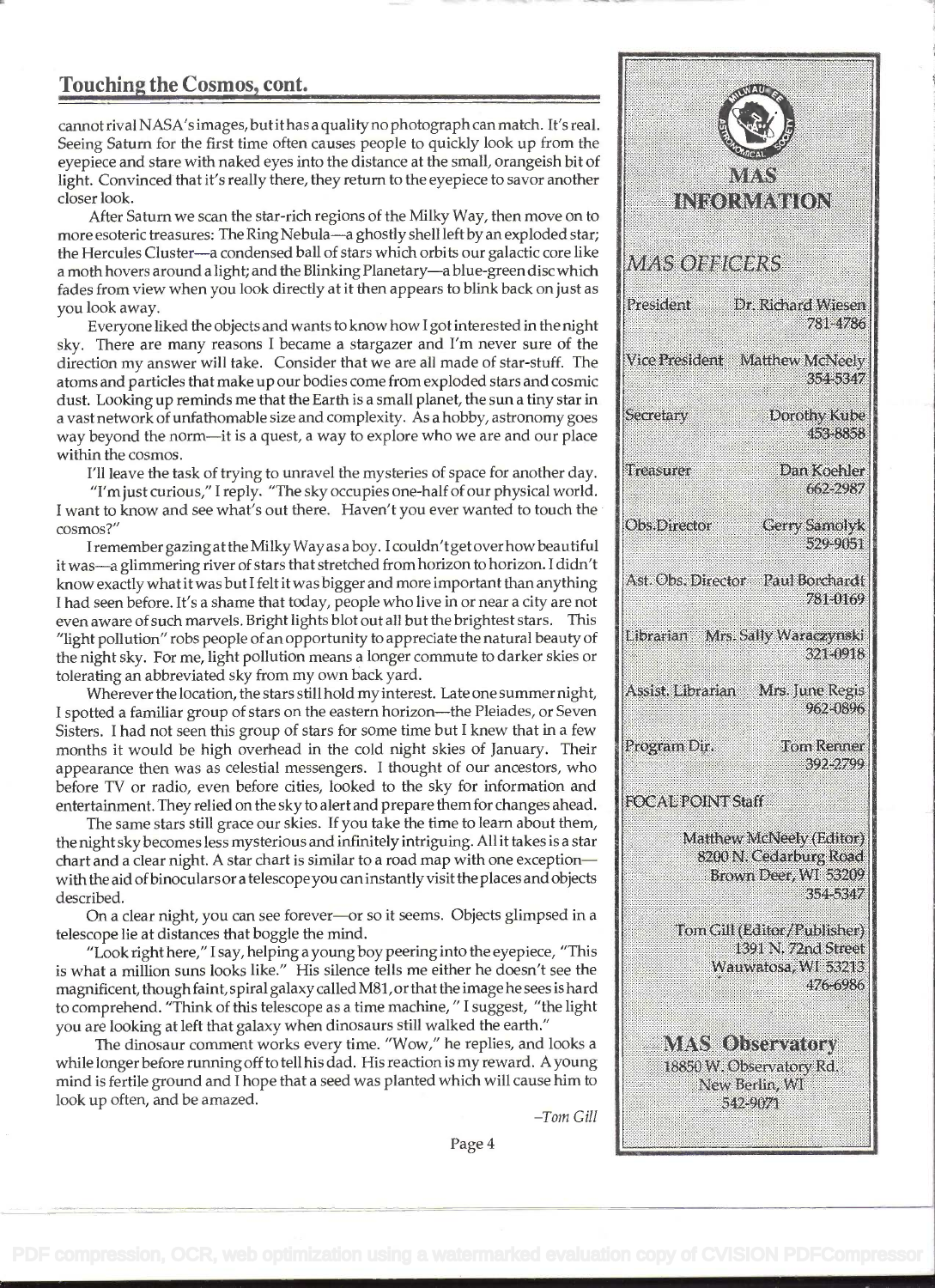## Touching the Cosmos, cont.

cannot rival NASA's images, but it has a quality no photograph can match. It's real. Seeing Saturn for the first time often causes people to quickly look up from the eyepiece and stare with naked eyes into the distance at the small, orangeish bit of light. Convinced that it's really there, they return to the eyepiece to savor another closer look.

After Saturn we scan the star-rich regions of the Milky Way, then move on to more esoteric treasures: The Ring Nebula—a ghostly shell left by an exploded star; the Hercules Cluster—a condensed ball of stars which orbits our galactic core like a moth hovers around a light; and the Blinking Planetary—a blue-green disc which fades from view when you look directly at it then appears to blink back on just as you look away.

Everyone liked the objects and wants to know how I got interested in the night sky. There are many reasons I became a stargazer and I'm never sure of the direction my answer will take. Consider that we are all made of star-stuff. The atoms and particles that make up our bodies come from exploded stars and cosmic dust. Looking up reminds me that the Earth is a small planet, the sun a tiny star in a vast network of unfathomable size and complexity. As a hobby, astronomy goes way beyond the norm—it is a quest, a way to explore who we are and our place within the cosmos.

I'll leave the task of trying to unravel the mysteries of space for another day.

"I'm just curious," I reply. "The sky occupies one-half of our physical world. I want to know and see what's out there. Haven't you ever wanted to touch the cosmos?"

I remember gazing at the Milky Way as a boy. I couldn't get over how beautiful it was—a glimmering river of stars that stretched from horizon to horizon. I didn't know exactly what it was but I felt it was bigger and more important than anything I had seen before. It's a shame that today, people who live in or near a city are not even aware of such marvels. Bright lights blot out all but the brightest stars. This "light pollution" robs people of an opportunity to appreciate the natural beauty of the night sky. For me, light pollution means a longer commute to darker skies or tolerating an abbreviated sky from my own back yard.

Wherever the location, the stars still hold my interest. Late one summer night, I spotted a familiar group of stars on the eastern horizon—the Pleiades, or Seven Sisters. I had not seen this group of stars for some time but I knew that in a few months it would be high overhead in the cold night skies of January. Their appearance then was as celestial messengers. I thought of our ancestors, who before TV or radio, even before cities, looked to the sky for information and entertainment. They relied on the sky to alert and prepare them for changes ahead.

The same stars still grace our skies. If you take the time to learn about them, the night sky becomes less mysterious and infinitely intriguing. All it takes is a star chart and a clear night. A star chart is similar to a road map with one exception—with the aid of binoculars or a telescope you can instantly visit the places and objects described.

On a clear night, you can see forever—or so it seems. Objects glimpsed in a telescope lie at distances that boggle the mind.

"Look right here," I say, helping a young boy peering into the eyepiece, "This is what a million suns looks like." His silence tells me either he doesn't see the magnificent, though faint, spiral galaxy called M81, or that the image he sees is hard to comprehend. "Think of this telescope as a time machine," I suggest, "the light you are looking at left that galaxy when dinosaurs still walked the earth."

The dinosaur comment works every time. "Wow," he replies, and looks a while longer before running off to tell his dad. His reaction is my reward. A young mind is fertile ground and I hope that a seed was planted which will cause him to look up often, and be amazed.

*–Tom Gill*

## MAS INFORMATION

### MAS OFFICERS

| | | |
|---|---|---|
| President | Dr. Richard Wiesen | 781-4786 |
| Vice President | Matthew McNeely | 354-5347 |
| Secretary | Dorothy Kube | 453-8858 |
| Treasurer | Dan Koehler | 662-2987 |
| Obs. Director | Gerry Samolyk | 529-9051 |
| Ast. Obs. Director | Paul Borchardt | 781-0169 |
| Librarian | Mrs. Sally Waraczynski | 321-0918 |
| Assist. Librarian | Mrs. June Regis | 962-0896 |
| Program Dir. | Tom Renner | 392-2799 |

### FOCAL POINT Staff

Matthew McNeely (Editor)
8200 N. Cedarburg Road
Brown Deer, WI 53209
354-5347

Tom Gill (Editor/Publisher)
1391 N. 72nd Street
Wauwatosa, WI 53213
476-6986

### MAS Observatory

18850 W. Observatory Rd.
New Berlin, WI
542-9071